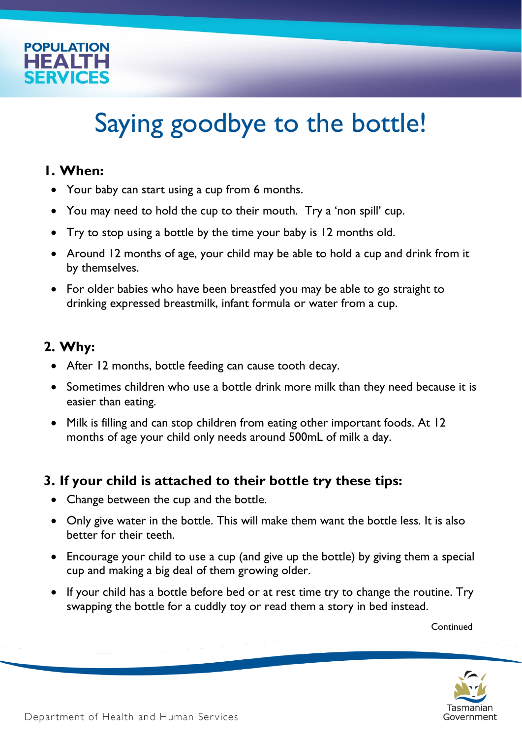# Saying goodbye to the bottle!

## 1. When:

- Your baby can start using a cup from 6 months.
- You may need to hold the cup to their mouth. Try a 'non spill' cup.
- Try to stop using a bottle by the time your baby is 12 months old.
- Around 12 months of age, your child may be able to hold a cup and drink from it by themselves.
- For older babies who have been breastfed you may be able to go straight to drinking expressed breastmilk, infant formula or water from a cup.

## 2. Why:

- After 12 months, bottle feeding can cause tooth decay.
- Sometimes children who use a bottle drink more milk than they need because it is easier than eating.
- Milk is filling and can stop children from eating other important foods. At 12 months of age your child only needs around 500mL of milk a day.

## 3. If your child is attached to their bottle try these tips:

- Change between the cup and the bottle.
- Only give water in the bottle. This will make them want the bottle less. It is also better for their teeth.
- Encourage your child to use a cup (and give up the bottle) by giving them a special cup and making a big deal of them growing older.
- If your child has a bottle before bed or at rest time try to change the routine. Try swapping the bottle for a cuddly toy or read them a story in bed instead.

Continued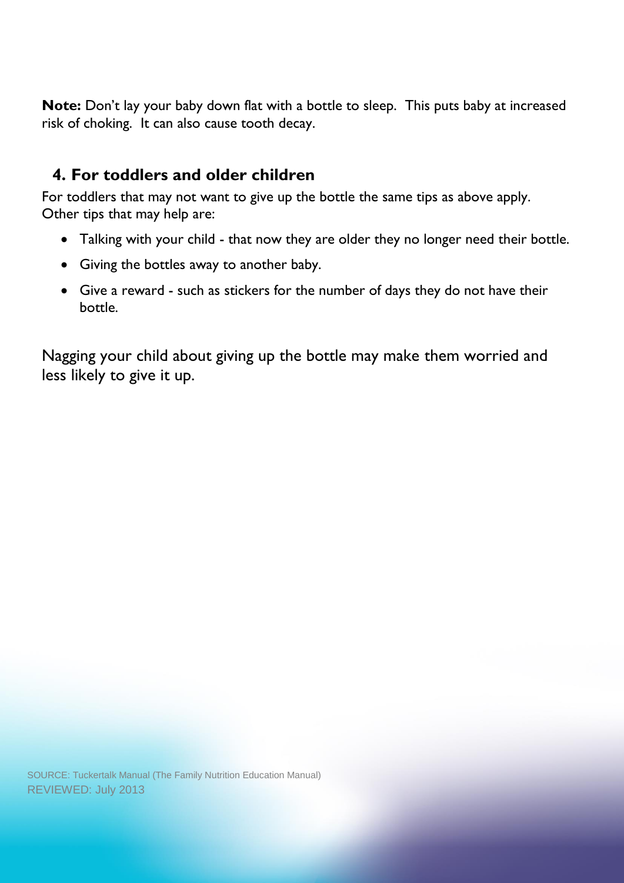**Note:** Don't lay your baby down flat with a bottle to sleep. This puts baby at increased risk of choking. It can also cause tooth decay.

## 4. For toddlers and older children

For toddlers that may not want to give up the bottle the same tips as above apply. Other tips that may help are:

- Talking with your child - that now they are older they no longer need their bottle.
- Giving the bottles away to another baby.
- Give a reward - such as stickers for the number of days they do not have their bottle.

Nagging your child about giving up the bottle may make them worried and less likely to give it up.

SOURCE: Tuckertalk Manual (The Family Nutrition Education Manual)
REVIEWED: July 2013